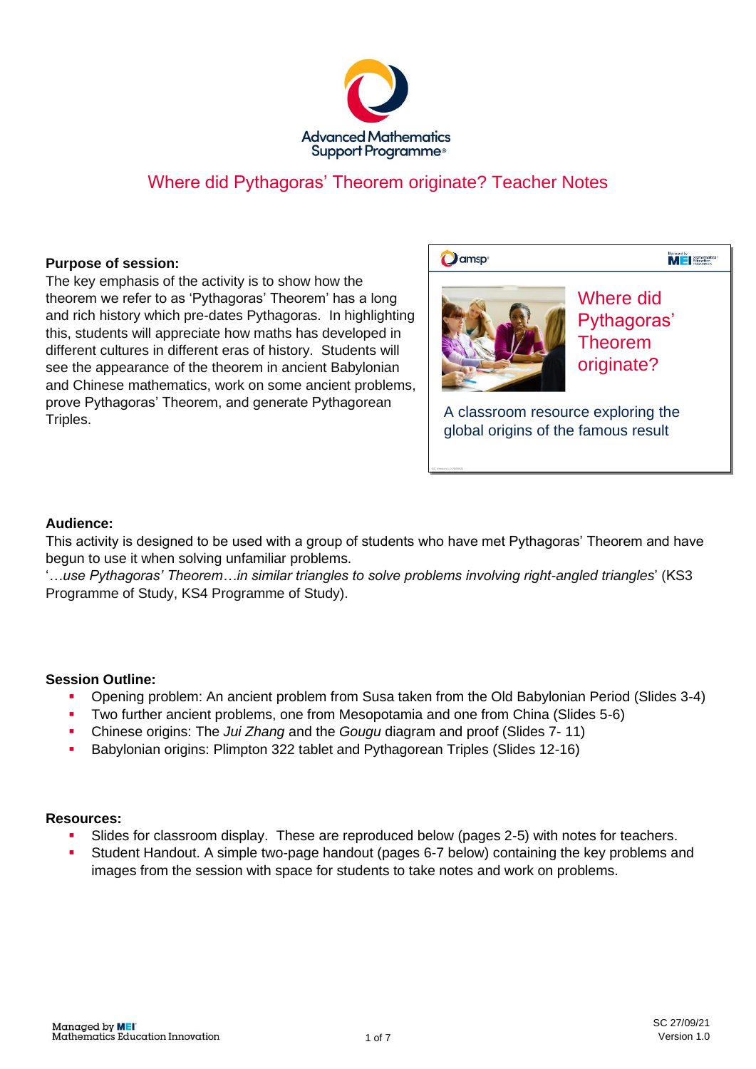# Where did Pythagoras' Theorem originate? Teacher Notes

**Purpose of session:**

The key emphasis of the activity is to show how the theorem we refer to as 'Pythagoras' Theorem' has a long and rich history which pre-dates Pythagoras. In highlighting this, students will appreciate how maths has developed in different cultures in different eras of history. Students will see the appearance of the theorem in ancient Babylonian and Chinese mathematics, work on some ancient problems, prove Pythagoras' Theorem, and generate Pythagorean Triples.

Where did Pythagoras' Theorem originate?

A classroom resource exploring the global origins of the famous result

**Audience:**

This activity is designed to be used with a group of students who have met Pythagoras' Theorem and have begun to use it when solving unfamiliar problems.

'*…use Pythagoras' Theorem…in similar triangles to solve problems involving right-angled triangles*' (KS3 Programme of Study, KS4 Programme of Study).

**Session Outline:**

- Opening problem: An ancient problem from Susa taken from the Old Babylonian Period (Slides 3-4)
- Two further ancient problems, one from Mesopotamia and one from China (Slides 5-6)
- Chinese origins: The *Jui Zhang* and the *Gougu* diagram and proof (Slides 7- 11)
- Babylonian origins: Plimpton 322 tablet and Pythagorean Triples (Slides 12-16)

**Resources:**

- Slides for classroom display. These are reproduced below (pages 2-5) with notes for teachers.
- Student Handout. A simple two-page handout (pages 6-7 below) containing the key problems and images from the session with space for students to take notes and work on problems.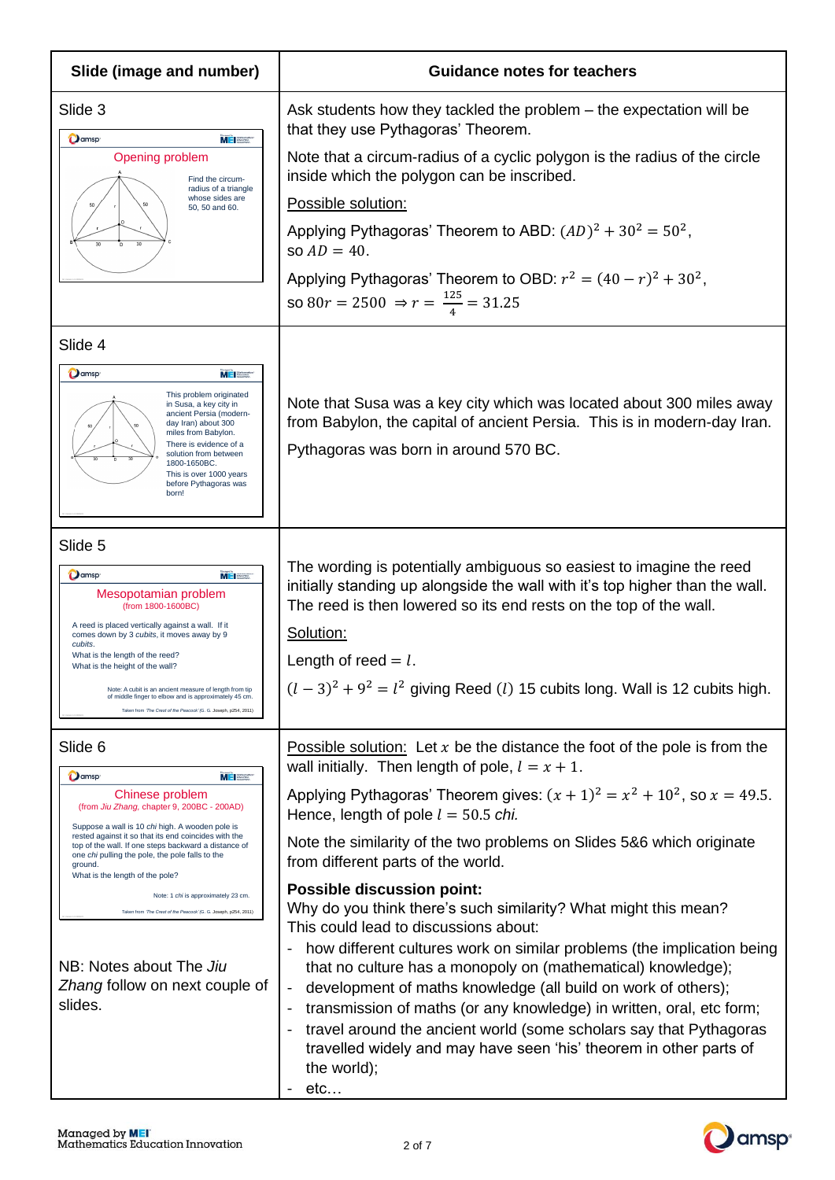| Slide (image and number) | Guidance notes for teachers |
|---|---|
| Slide 3<br><br>**Opening problem**<br>Find the circum-radius of a triangle whose sides are 50, 50 and 60. | Ask students how they tackled the problem – the expectation will be that they use Pythagoras' Theorem.<br><br>Note that a circum-radius of a cyclic polygon is the radius of the circle inside which the polygon can be inscribed.<br><br>Possible solution:<br><br>Applying Pythagoras' Theorem to ABD: $(AD)^2 + 30^2 = 50^2$, so $AD = 40$.<br><br>Applying Pythagoras' Theorem to OBD: $r^2 = (40 - r)^2 + 30^2$, so $80r = 2500 \Rightarrow r = \frac{125}{4} = 31.25$ |
| Slide 4<br><br>This problem originated in Susa, a key city in ancient Persia (modern-day Iran) about 300 miles from Babylon.<br>There is evidence of a solution from between 1800-1650BC.<br>This is over 1000 years before Pythagoras was born! | Note that Susa was a key city which was located about 300 miles away from Babylon, the capital of ancient Persia. This is in modern-day Iran.<br><br>Pythagoras was born in around 570 BC. |
| Slide 5<br><br>**Mesopotamian problem**<br>(from 1800-1600BC)<br><br>A reed is placed vertically against a wall. If it comes down by 3 *cubits*, it moves away by 9 *cubits*.<br>What is the length of the reed?<br>What is the height of the wall?<br><br>Note: A cubit is an ancient measure of length from tip of middle finger to elbow and is approximately 45 cm.<br><br>Taken from *The Crest of the Peacock* (G. G. Joseph, p254, 2011) | The wording is potentially ambiguous so easiest to imagine the reed initially standing up alongside the wall with it's top higher than the wall. The reed is then lowered so its end rests on the top of the wall.<br><br>Solution:<br><br>Length of reed $= l$.<br><br>$(l - 3)^2 + 9^2 = l^2$ giving Reed $(l)$ 15 cubits long. Wall is 12 cubits high. |
| Slide 6<br><br>**Chinese problem**<br>(from *Jiu Zhang*, chapter 9, 200BC - 200AD)<br><br>Suppose a wall is 10 *chi* high. A wooden pole is rested against it so that its end coincides with the top of the wall. If one steps backward a distance of one *chi* pulling the pole, the pole falls to the ground.<br>What is the length of the pole?<br><br>Note: 1 *chi* is approximately 23 cm.<br><br>Taken from *The Crest of the Peacock* (G. G. Joseph, p254, 2011)<br><br>NB: Notes about The *Jiu Zhang* follow on next couple of slides. | Possible solution: Let $x$ be the distance the foot of the pole is from the wall initially. Then length of pole, $l = x + 1$.<br><br>Applying Pythagoras' Theorem gives: $(x + 1)^2 = x^2 + 10^2$, so $x = 49.5$. Hence, length of pole $l = 50.5$ *chi.*<br><br>Note the similarity of the two problems on Slides 5&6 which originate from different parts of the world.<br><br>**Possible discussion point:**<br>Why do you think there's such similarity? What might this mean?<br>This could lead to discussions about:<br>- how different cultures work on similar problems (the implication being that no culture has a monopoly on (mathematical) knowledge);<br>- development of maths knowledge (all build on work of others);<br>- transmission of maths (or any knowledge) in written, oral, etc form;<br>- travel around the ancient world (some scholars say that Pythagoras travelled widely and may have seen 'his' theorem in other parts of the world);<br>- etc… |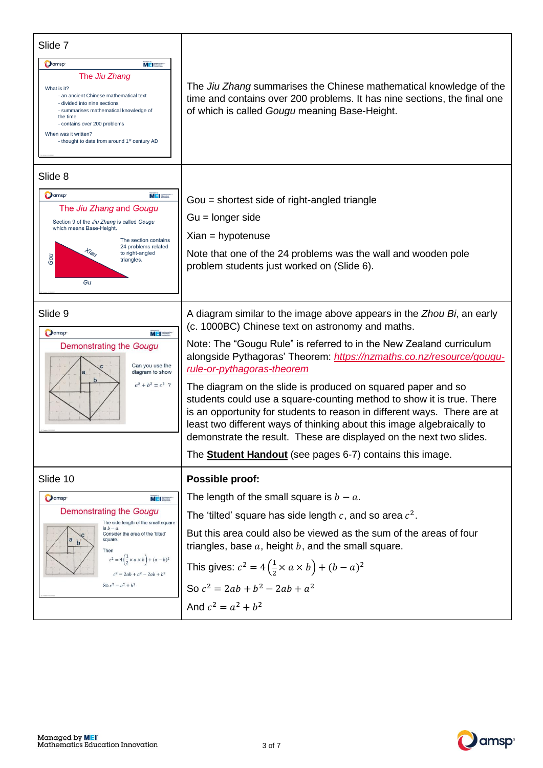| | |
|---|---|
| Slide 7<br><br>**The *Jiu Zhang***<br>What is it?<br>- an ancient Chinese mathematical text<br>- divided into nine sections<br>- summarises mathematical knowledge of the time<br>- contains over 200 problems<br>When was it written?<br>- thought to date from around 1st century AD | The *Jiu Zhang* summarises the Chinese mathematical knowledge of the time and contains over 200 problems. It has nine sections, the final one of which is called *Gougu* meaning Base-Height. |
| Slide 8<br><br>**The *Jiu Zhang* and *Gougu***<br>Section 9 of the *Jiu Zhang* is called *Gougu* which means Base-Height.<br>The section contains 24 problems related to right-angled triangles.<br>*Gou*, *Gu*, *Xian* | Gou = shortest side of right-angled triangle<br><br>Gu = longer side<br><br>Xian = hypotenuse<br><br>Note that one of the 24 problems was the wall and wooden pole problem students just worked on (Slide 6). |
| Slide 9<br><br>**Demonstrating the *Gougu***<br>Can you use the diagram to show $a^2 + b^2 = c^2$ ? | A diagram similar to the image above appears in the *Zhou Bi*, an early (c. 1000BC) Chinese text on astronomy and maths.<br><br>Note: The "Gougu Rule" is referred to in the New Zealand curriculum alongside Pythagoras' Theorem: https://nzmaths.co.nz/resource/gougu-rule-or-pythagoras-theorem<br><br>The diagram on the slide is produced on squared paper and so students could use a square-counting method to show it is true. There is an opportunity for students to reason in different ways. There are at least two different ways of thinking about this image algebraically to demonstrate the result. These are displayed on the next two slides.<br><br>The **Student Handout** (see pages 6-7) contains this image. |
| Slide 10<br><br>**Demonstrating the *Gougu***<br>The side length of the small square is $b - a$.<br>Consider the area of the 'tilted' square.<br>Then<br>$c^2 = 4\left(\frac{1}{2} \times a \times b\right) + (a - b)^2$<br>$c^2 = 2ab + a^2 - 2ab + b^2$<br>So $c^2 = a^2 + b^2$ | **Possible proof:**<br><br>The length of the small square is $b - a$.<br><br>The 'tilted' square has side length $c$, and so area $c^2$.<br><br>But this area could also be viewed as the sum of the areas of four triangles, base $a$, height $b$, and the small square.<br><br>This gives: $c^2 = 4\left(\frac{1}{2} \times a \times b\right) + (b - a)^2$<br><br>So $c^2 = 2ab + b^2 - 2ab + a^2$<br><br>And $c^2 = a^2 + b^2$ |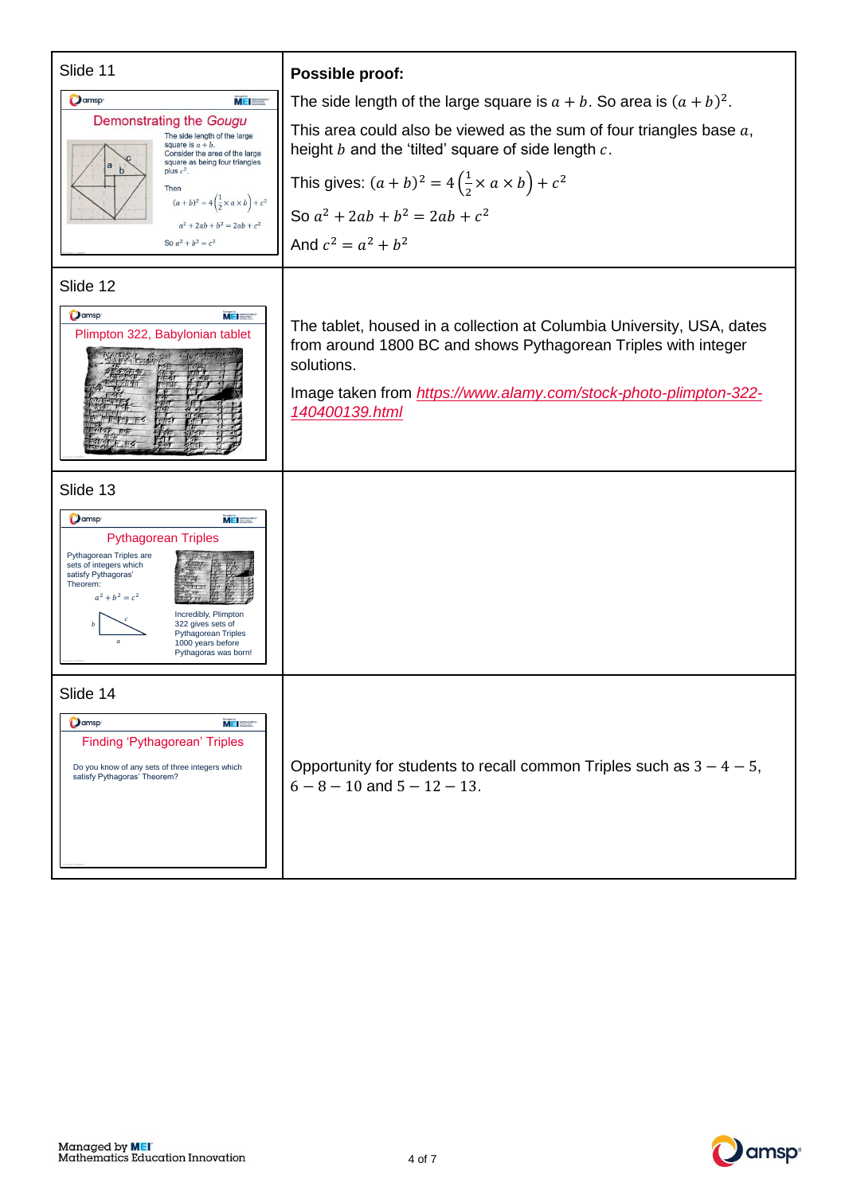| Slide | Notes |
|---|---|
| Slide 11<br><br>**Demonstrating the *Gougu***<br>The side length of the large square is $a+b$. Consider the area of the large square as being four triangles plus $c^2$.<br>Then<br>$(a+b)^2 = 4\left(\frac{1}{2}\times a\times b\right)+c^2$<br>$a^2+2ab+b^2 = 2ab+c^2$<br>So $a^2+b^2=c^2$ | **Possible proof:**<br><br>The side length of the large square is $a+b$. So area is $(a+b)^2$.<br><br>This area could also be viewed as the sum of four triangles base $a$, height $b$ and the 'tilted' square of side length $c$.<br><br>This gives: $(a+b)^2 = 4\left(\frac{1}{2}\times a \times b\right)+c^2$<br><br>So $a^2+2ab+b^2 = 2ab+c^2$<br><br>And $c^2 = a^2+b^2$ |
| Slide 12<br><br>**Plimpton 322, Babylonian tablet** | The tablet, housed in a collection at Columbia University, USA, dates from around 1800 BC and shows Pythagorean Triples with integer solutions.<br><br>Image taken from *https://www.alamy.com/stock-photo-plimpton-322-140400139.html* |
| Slide 13<br><br>**Pythagorean Triples**<br>Pythagorean Triples are sets of integers which satisfy Pythagoras' Theorem:<br>$a^2+b^2=c^2$<br>Incredibly, Plimpton 322 gives sets of Pythagorean Triples 1000 years before Pythagoras was born! | |
| Slide 14<br><br>**Finding 'Pythagorean' Triples**<br>Do you know of any sets of three integers which satisfy Pythagoras' Theorem? | Opportunity for students to recall common Triples such as $3-4-5$, $6-8-10$ and $5-12-13$. |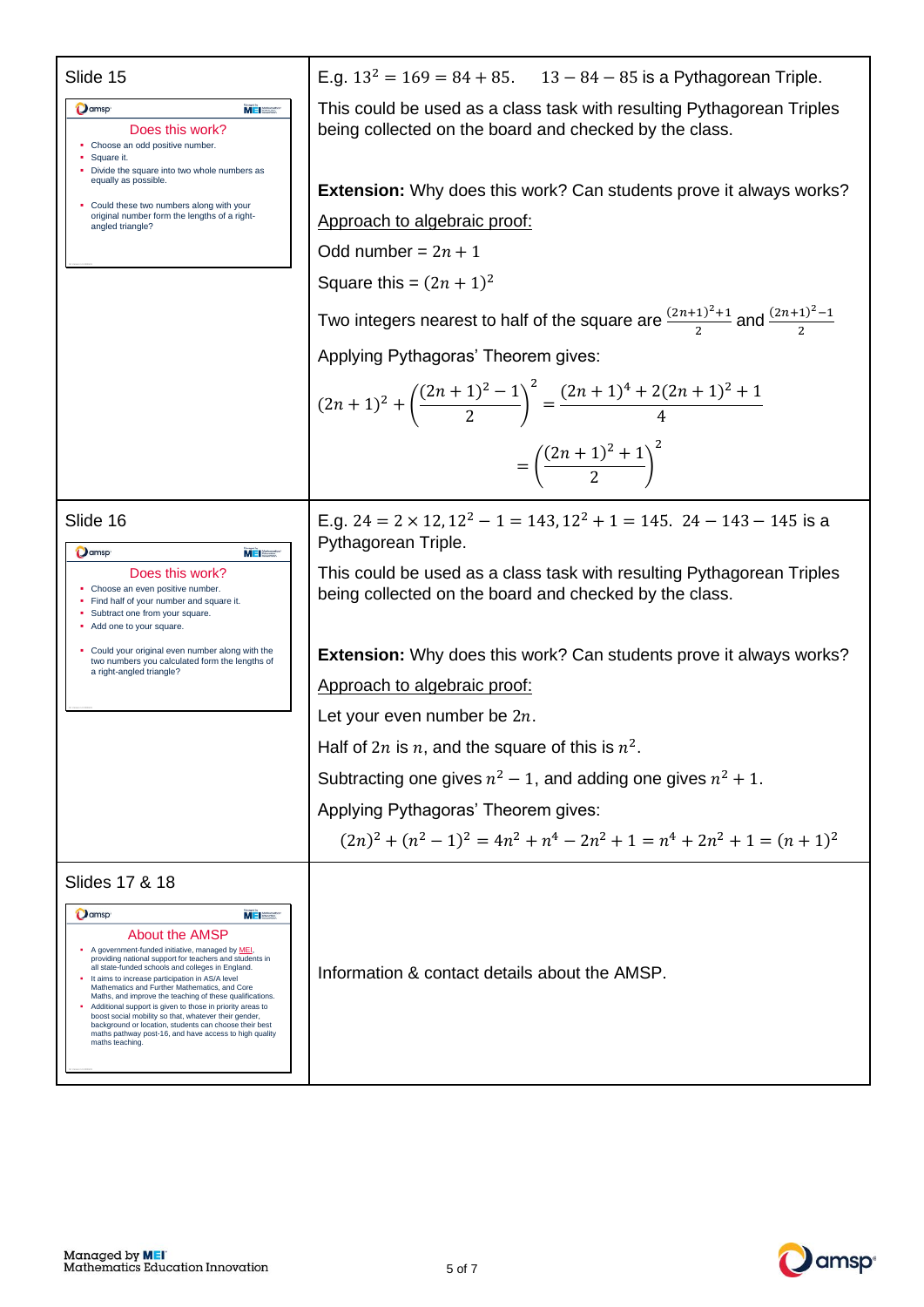| Slide | Notes |
| --- | --- |
| Slide 15<br><br>**Does this work?**<br>- Choose an odd positive number.<br>- Square it.<br>- Divide the square into two whole numbers as equally as possible.<br>- Could these two numbers along with your original number form the lengths of a right-angled triangle? | E.g. $13^2 = 169 = 84 + 85$. 13 – 84 – 85 is a Pythagorean Triple.<br><br>This could be used as a class task with resulting Pythagorean Triples being collected on the board and checked by the class.<br><br>**Extension:** Why does this work? Can students prove it always works?<br><br>Approach to algebraic proof:<br><br>Odd number = $2n + 1$<br><br>Square this = $(2n+1)^2$<br><br>Two integers nearest to half of the square are $\frac{(2n+1)^2+1}{2}$ and $\frac{(2n+1)^2-1}{2}$<br><br>Applying Pythagoras' Theorem gives:<br><br>$(2n+1)^2 + \left(\frac{(2n+1)^2-1}{2}\right)^2 = \frac{(2n+1)^4+2(2n+1)^2+1}{4}$<br><br>$= \left(\frac{(2n+1)^2+1}{2}\right)^2$ |
| Slide 16<br><br>**Does this work?**<br>- Choose an even positive number.<br>- Find half of your number and square it.<br>- Subtract one from your square.<br>- Add one to your square.<br>- Could your original even number along with the two numbers you calculated form the lengths of a right-angled triangle? | E.g. $24 = 2 \times 12, 12^2 - 1 = 143, 12^2 + 1 = 145$. 24 – 143 – 145 is a Pythagorean Triple.<br><br>This could be used as a class task with resulting Pythagorean Triples being collected on the board and checked by the class.<br><br>**Extension:** Why does this work? Can students prove it always works?<br><br>Approach to algebraic proof:<br><br>Let your even number be $2n$.<br><br>Half of $2n$ is $n$, and the square of this is $n^2$.<br><br>Subtracting one gives $n^2 - 1$, and adding one gives $n^2 + 1$.<br><br>Applying Pythagoras' Theorem gives:<br><br>$(2n)^2 + (n^2-1)^2 = 4n^2 + n^4 - 2n^2 + 1 = n^4 + 2n^2 + 1 = (n+1)^2$ |
| Slides 17 & 18<br><br>**About the AMSP**<br>- A government-funded initiative, managed by MEI, providing national support for teachers and students in all state-funded schools and colleges in England.<br>- It aims to increase participation in AS/A level Mathematics and Further Mathematics, and Core Maths, and improve the teaching of these qualifications.<br>- Additional support is given to those in priority areas to boost social mobility so that, whatever their gender, background or location, students can choose their best maths pathway post-16, and have access to high quality maths teaching. | Information & contact details about the AMSP. |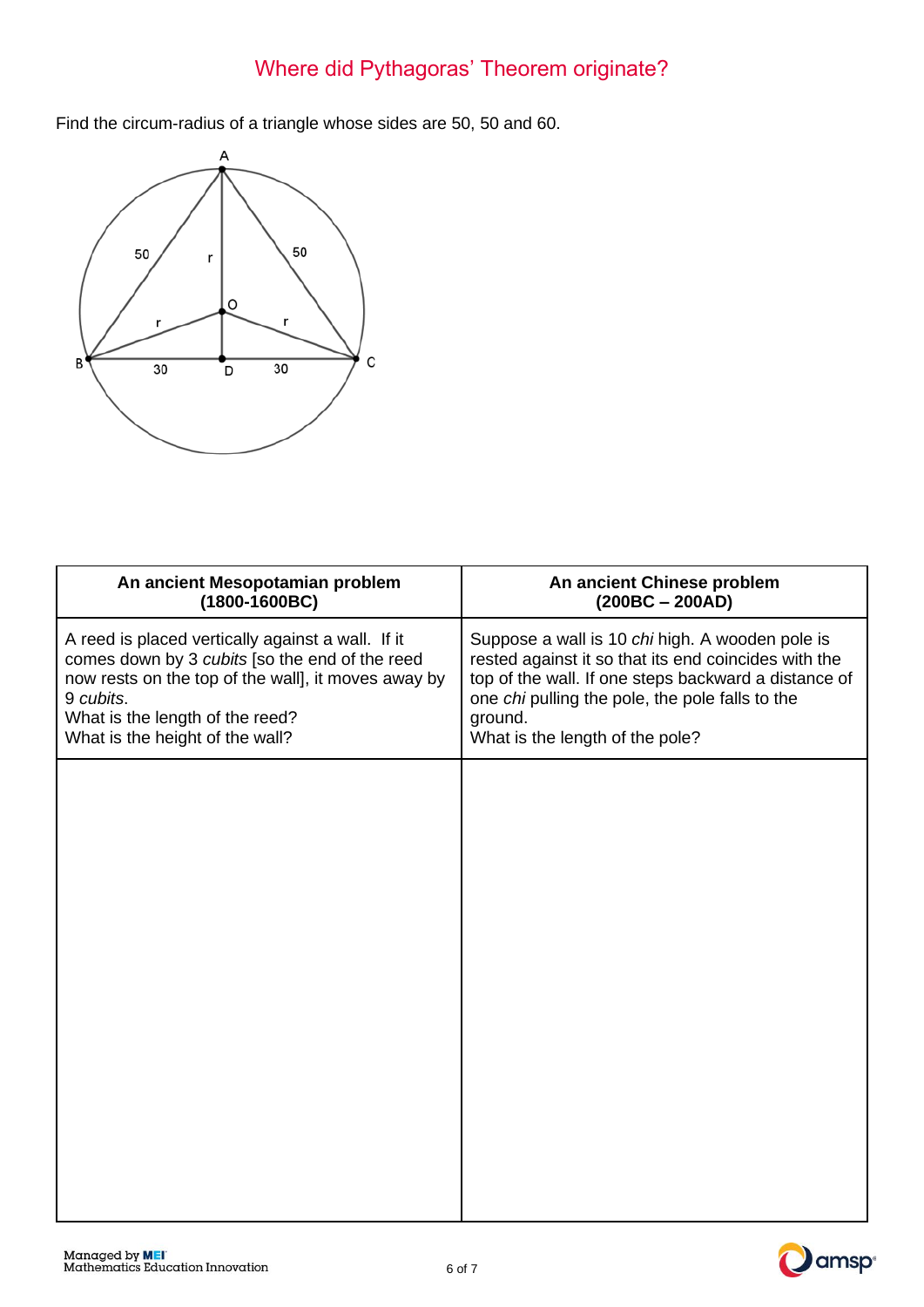# Where did Pythagoras' Theorem originate?

Find the circum-radius of a triangle whose sides are 50, 50 and 60.

| An ancient Mesopotamian problem (1800-1600BC) | An ancient Chinese problem (200BC – 200AD) |
|---|---|
| A reed is placed vertically against a wall. If it comes down by 3 *cubits* [so the end of the reed now rests on the top of the wall], it moves away by 9 *cubits*. What is the length of the reed? What is the height of the wall? | Suppose a wall is 10 *chi* high. A wooden pole is rested against it so that its end coincides with the top of the wall. If one steps backward a distance of one *chi* pulling the pole, the pole falls to the ground. What is the length of the pole? |
| | |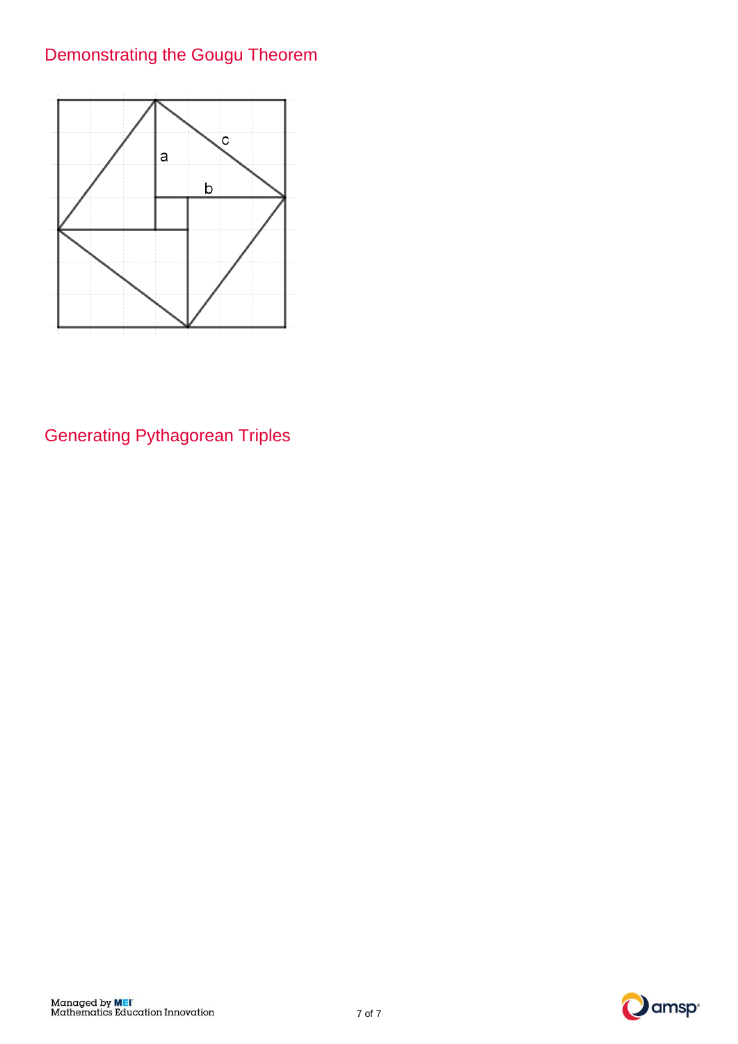## Demonstrating the Gougu Theorem

a

b

c

## Generating Pythagorean Triples